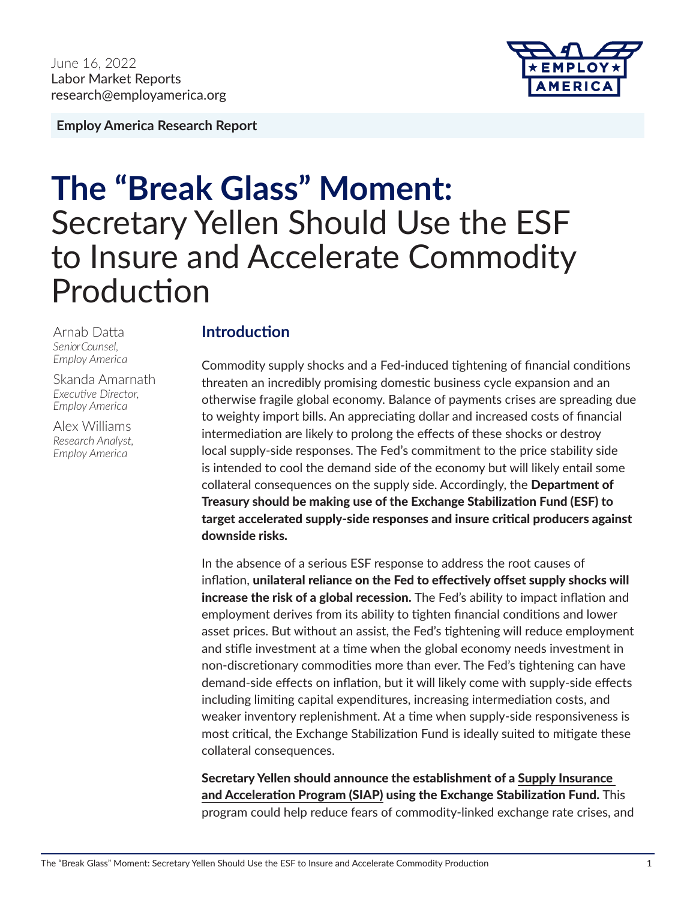June 16, 2022
Labor Market Reports
research@employamerica.org

**Employ America Research Report**

# The "Break Glass" Moment: Secretary Yellen Should Use the ESF to Insure and Accelerate Commodity Production

Arnab Datta
*Senior Counsel, Employ America*

Skanda Amarnath
*Executive Director, Employ America*

Alex Williams
*Research Analyst, Employ America*

## Introduction

Commodity supply shocks and a Fed-induced tightening of financial conditions threaten an incredibly promising domestic business cycle expansion and an otherwise fragile global economy. Balance of payments crises are spreading due to weighty import bills. An appreciating dollar and increased costs of financial intermediation are likely to prolong the effects of these shocks or destroy local supply-side responses. The Fed's commitment to the price stability side is intended to cool the demand side of the economy but will likely entail some collateral consequences on the supply side. Accordingly, the **Department of Treasury should be making use of the Exchange Stabilization Fund (ESF) to target accelerated supply-side responses and insure critical producers against downside risks.**

In the absence of a serious ESF response to address the root causes of inflation, **unilateral reliance on the Fed to effectively offset supply shocks will increase the risk of a global recession.** The Fed's ability to impact inflation and employment derives from its ability to tighten financial conditions and lower asset prices. But without an assist, the Fed's tightening will reduce employment and stifle investment at a time when the global economy needs investment in non-discretionary commodities more than ever. The Fed's tightening can have demand-side effects on inflation, but it will likely come with supply-side effects including limiting capital expenditures, increasing intermediation costs, and weaker inventory replenishment. At a time when supply-side responsiveness is most critical, the Exchange Stabilization Fund is ideally suited to mitigate these collateral consequences.

**Secretary Yellen should announce the establishment of a Supply Insurance and Acceleration Program (SIAP) using the Exchange Stabilization Fund.** This program could help reduce fears of commodity-linked exchange rate crises, and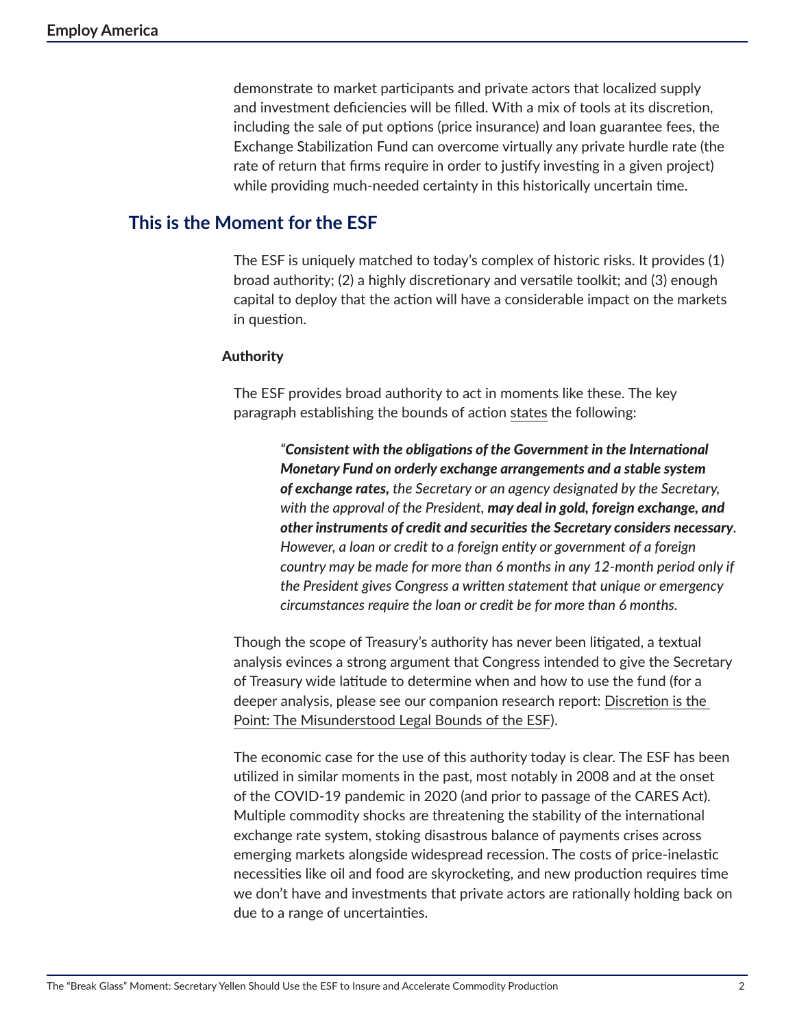demonstrate to market participants and private actors that localized supply and investment deficiencies will be filled. With a mix of tools at its discretion, including the sale of put options (price insurance) and loan guarantee fees, the Exchange Stabilization Fund can overcome virtually any private hurdle rate (the rate of return that firms require in order to justify investing in a given project) while providing much-needed certainty in this historically uncertain time.

## This is the Moment for the ESF

The ESF is uniquely matched to today's complex of historic risks. It provides (1) broad authority; (2) a highly discretionary and versatile toolkit; and (3) enough capital to deploy that the action will have a considerable impact on the markets in question.

### Authority

The ESF provides broad authority to act in moments like these. The key paragraph establishing the bounds of action states the following:

> *"**Consistent with the obligations of the Government in the International Monetary Fund on orderly exchange arrangements and a stable system of exchange rates,** the Secretary or an agency designated by the Secretary, with the approval of the President, **may deal in gold, foreign exchange, and other instruments of credit and securities the Secretary considers necessary**. However, a loan or credit to a foreign entity or government of a foreign country may be made for more than 6 months in any 12-month period only if the President gives Congress a written statement that unique or emergency circumstances require the loan or credit be for more than 6 months.*

Though the scope of Treasury's authority has never been litigated, a textual analysis evinces a strong argument that Congress intended to give the Secretary of Treasury wide latitude to determine when and how to use the fund (for a deeper analysis, please see our companion research report: Discretion is the Point: The Misunderstood Legal Bounds of the ESF).

The economic case for the use of this authority today is clear. The ESF has been utilized in similar moments in the past, most notably in 2008 and at the onset of the COVID-19 pandemic in 2020 (and prior to passage of the CARES Act). Multiple commodity shocks are threatening the stability of the international exchange rate system, stoking disastrous balance of payments crises across emerging markets alongside widespread recession. The costs of price-inelastic necessities like oil and food are skyrocketing, and new production requires time we don't have and investments that private actors are rationally holding back on due to a range of uncertainties.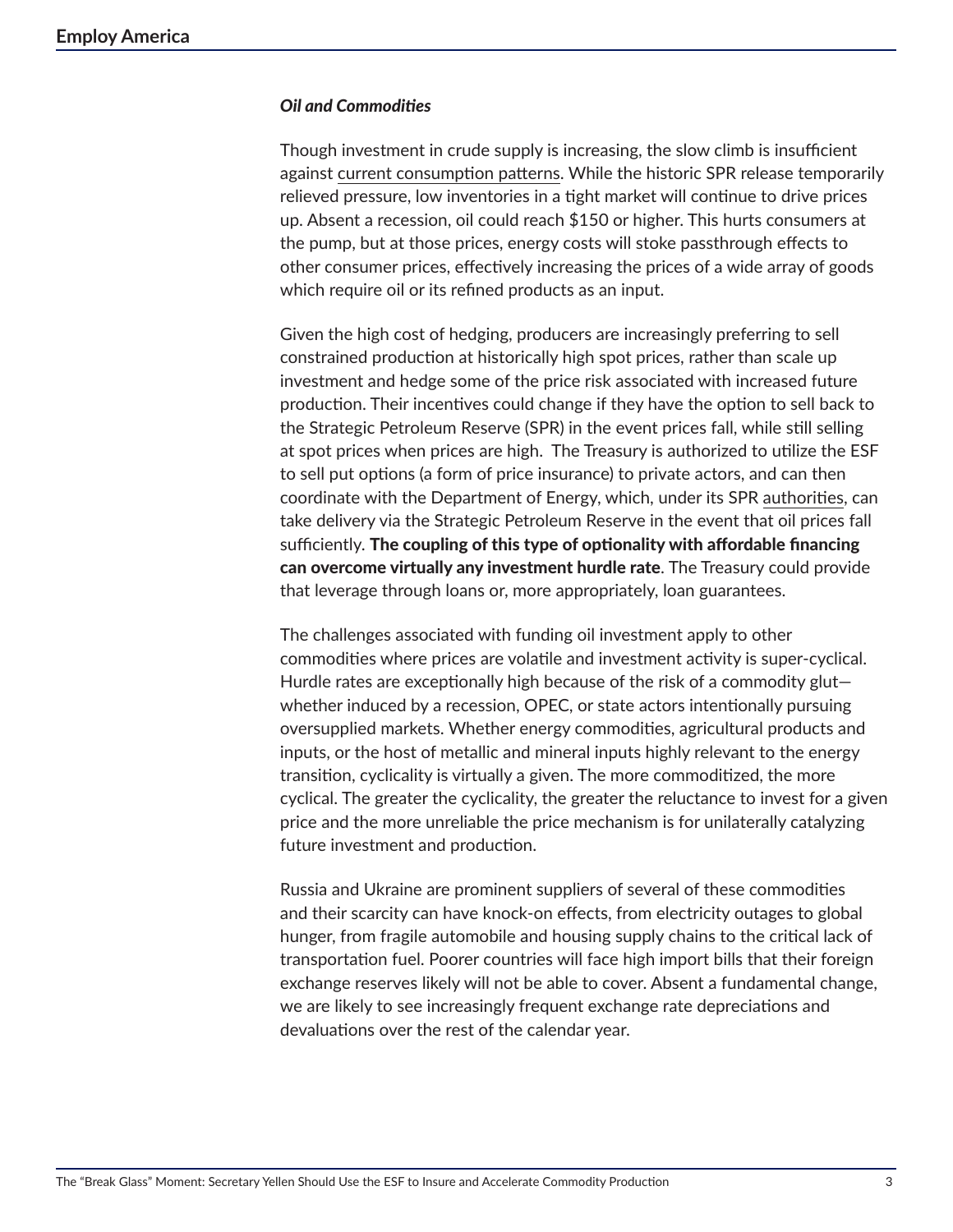*Oil and Commodities*

Though investment in crude supply is increasing, the slow climb is insufficient against current consumption patterns. While the historic SPR release temporarily relieved pressure, low inventories in a tight market will continue to drive prices up. Absent a recession, oil could reach $150 or higher. This hurts consumers at the pump, but at those prices, energy costs will stoke passthrough effects to other consumer prices, effectively increasing the prices of a wide array of goods which require oil or its refined products as an input.

Given the high cost of hedging, producers are increasingly preferring to sell constrained production at historically high spot prices, rather than scale up investment and hedge some of the price risk associated with increased future production. Their incentives could change if they have the option to sell back to the Strategic Petroleum Reserve (SPR) in the event prices fall, while still selling at spot prices when prices are high.  The Treasury is authorized to utilize the ESF to sell put options (a form of price insurance) to private actors, and can then coordinate with the Department of Energy, which, under its SPR authorities, can take delivery via the Strategic Petroleum Reserve in the event that oil prices fall sufficiently. **The coupling of this type of optionality with affordable financing can overcome virtually any investment hurdle rate**. The Treasury could provide that leverage through loans or, more appropriately, loan guarantees.

The challenges associated with funding oil investment apply to other commodities where prices are volatile and investment activity is super-cyclical. Hurdle rates are exceptionally high because of the risk of a commodity glut—whether induced by a recession, OPEC, or state actors intentionally pursuing oversupplied markets. Whether energy commodities, agricultural products and inputs, or the host of metallic and mineral inputs highly relevant to the energy transition, cyclicality is virtually a given. The more commoditized, the more cyclical. The greater the cyclicality, the greater the reluctance to invest for a given price and the more unreliable the price mechanism is for unilaterally catalyzing future investment and production.

Russia and Ukraine are prominent suppliers of several of these commodities and their scarcity can have knock-on effects, from electricity outages to global hunger, from fragile automobile and housing supply chains to the critical lack of transportation fuel. Poorer countries will face high import bills that their foreign exchange reserves likely will not be able to cover. Absent a fundamental change, we are likely to see increasingly frequent exchange rate depreciations and devaluations over the rest of the calendar year.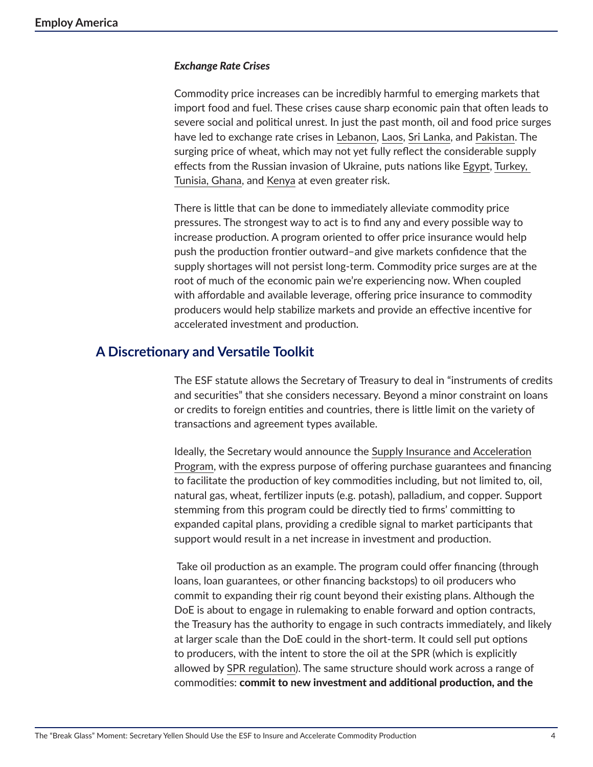### *Exchange Rate Crises*

Commodity price increases can be incredibly harmful to emerging markets that import food and fuel. These crises cause sharp economic pain that often leads to severe social and political unrest. In just the past month, oil and food price surges have led to exchange rate crises in Lebanon, Laos, Sri Lanka, and Pakistan. The surging price of wheat, which may not yet fully reflect the considerable supply effects from the Russian invasion of Ukraine, puts nations like Egypt, Turkey, Tunisia, Ghana, and Kenya at even greater risk.

There is little that can be done to immediately alleviate commodity price pressures. The strongest way to act is to find any and every possible way to increase production. A program oriented to offer price insurance would help push the production frontier outward–and give markets confidence that the supply shortages will not persist long-term. Commodity price surges are at the root of much of the economic pain we're experiencing now. When coupled with affordable and available leverage, offering price insurance to commodity producers would help stabilize markets and provide an effective incentive for accelerated investment and production.

## A Discretionary and Versatile Toolkit

The ESF statute allows the Secretary of Treasury to deal in "instruments of credits and securities" that she considers necessary. Beyond a minor constraint on loans or credits to foreign entities and countries, there is little limit on the variety of transactions and agreement types available.

Ideally, the Secretary would announce the Supply Insurance and Acceleration Program, with the express purpose of offering purchase guarantees and financing to facilitate the production of key commodities including, but not limited to, oil, natural gas, wheat, fertilizer inputs (e.g. potash), palladium, and copper. Support stemming from this program could be directly tied to firms' committing to expanded capital plans, providing a credible signal to market participants that support would result in a net increase in investment and production.

Take oil production as an example. The program could offer financing (through loans, loan guarantees, or other financing backstops) to oil producers who commit to expanding their rig count beyond their existing plans. Although the DoE is about to engage in rulemaking to enable forward and option contracts, the Treasury has the authority to engage in such contracts immediately, and likely at larger scale than the DoE could in the short-term. It could sell put options to producers, with the intent to store the oil at the SPR (which is explicitly allowed by SPR regulation). The same structure should work across a range of commodities: **commit to new investment and additional production, and the**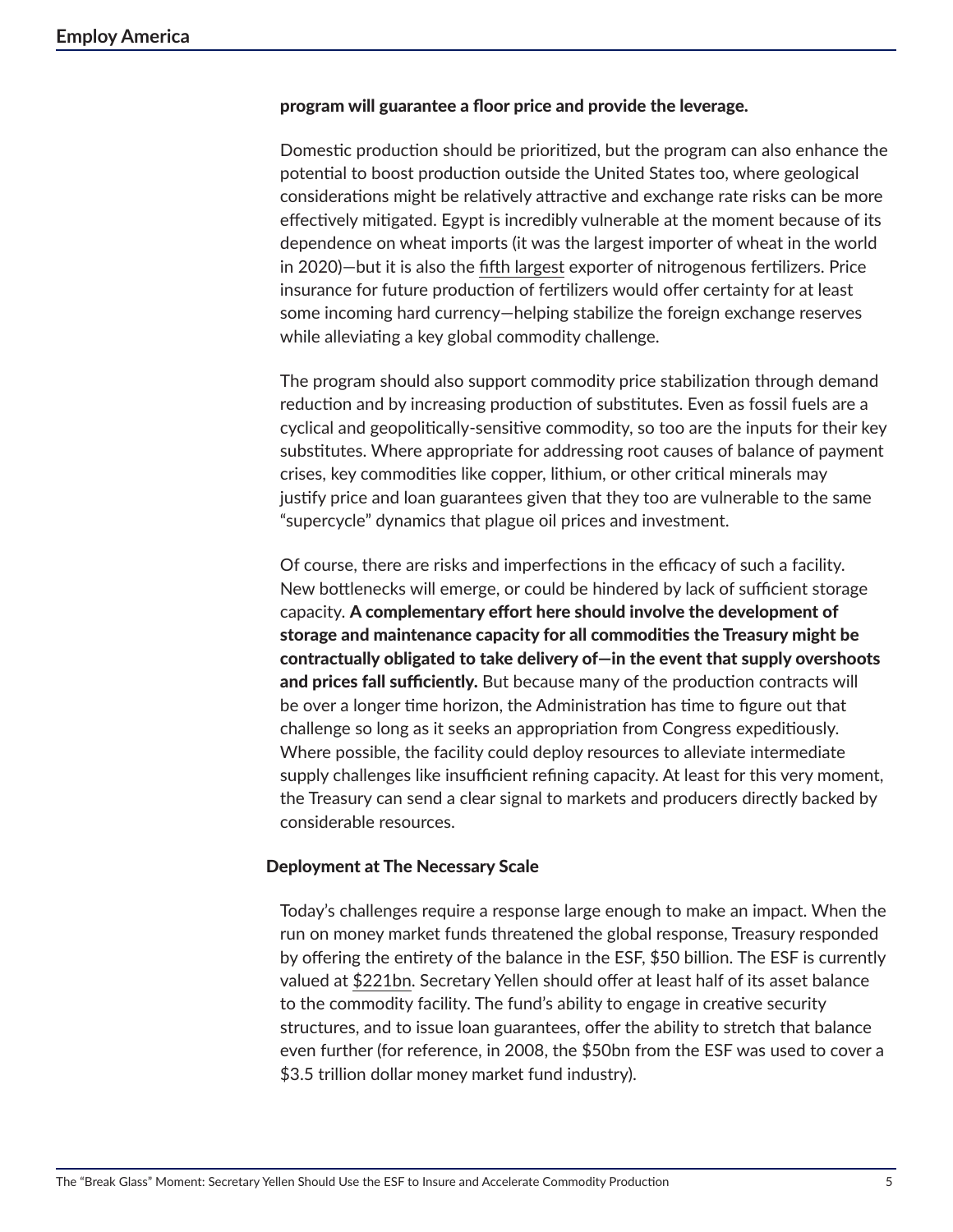**program will guarantee a floor price and provide the leverage.**

Domestic production should be prioritized, but the program can also enhance the potential to boost production outside the United States too, where geological considerations might be relatively attractive and exchange rate risks can be more effectively mitigated. Egypt is incredibly vulnerable at the moment because of its dependence on wheat imports (it was the largest importer of wheat in the world in 2020)—but it is also the fifth largest exporter of nitrogenous fertilizers. Price insurance for future production of fertilizers would offer certainty for at least some incoming hard currency—helping stabilize the foreign exchange reserves while alleviating a key global commodity challenge.

The program should also support commodity price stabilization through demand reduction and by increasing production of substitutes. Even as fossil fuels are a cyclical and geopolitically-sensitive commodity, so too are the inputs for their key substitutes. Where appropriate for addressing root causes of balance of payment crises, key commodities like copper, lithium, or other critical minerals may justify price and loan guarantees given that they too are vulnerable to the same "supercycle" dynamics that plague oil prices and investment.

Of course, there are risks and imperfections in the efficacy of such a facility. New bottlenecks will emerge, or could be hindered by lack of sufficient storage capacity. **A complementary effort here should involve the development of storage and maintenance capacity for all commodities the Treasury might be contractually obligated to take delivery of—in the event that supply overshoots and prices fall sufficiently.** But because many of the production contracts will be over a longer time horizon, the Administration has time to figure out that challenge so long as it seeks an appropriation from Congress expeditiously. Where possible, the facility could deploy resources to alleviate intermediate supply challenges like insufficient refining capacity. At least for this very moment, the Treasury can send a clear signal to markets and producers directly backed by considerable resources.

## Deployment at The Necessary Scale

Today's challenges require a response large enough to make an impact. When the run on money market funds threatened the global response, Treasury responded by offering the entirety of the balance in the ESF, $50 billion. The ESF is currently valued at $221bn. Secretary Yellen should offer at least half of its asset balance to the commodity facility. The fund's ability to engage in creative security structures, and to issue loan guarantees, offer the ability to stretch that balance even further (for reference, in 2008, the $50bn from the ESF was used to cover a $3.5 trillion dollar money market fund industry).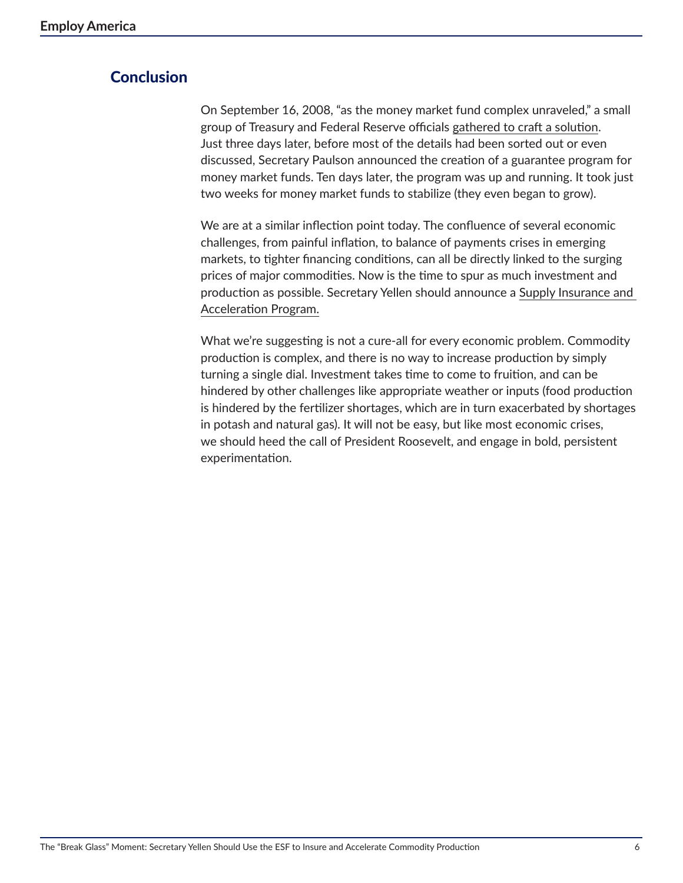## Conclusion

On September 16, 2008, "as the money market fund complex unraveled," a small group of Treasury and Federal Reserve officials gathered to craft a solution. Just three days later, before most of the details had been sorted out or even discussed, Secretary Paulson announced the creation of a guarantee program for money market funds. Ten days later, the program was up and running. It took just two weeks for money market funds to stabilize (they even began to grow).

We are at a similar inflection point today. The confluence of several economic challenges, from painful inflation, to balance of payments crises in emerging markets, to tighter financing conditions, can all be directly linked to the surging prices of major commodities. Now is the time to spur as much investment and production as possible. Secretary Yellen should announce a Supply Insurance and Acceleration Program.

What we're suggesting is not a cure-all for every economic problem. Commodity production is complex, and there is no way to increase production by simply turning a single dial. Investment takes time to come to fruition, and can be hindered by other challenges like appropriate weather or inputs (food production is hindered by the fertilizer shortages, which are in turn exacerbated by shortages in potash and natural gas). It will not be easy, but like most economic crises, we should heed the call of President Roosevelt, and engage in bold, persistent experimentation.